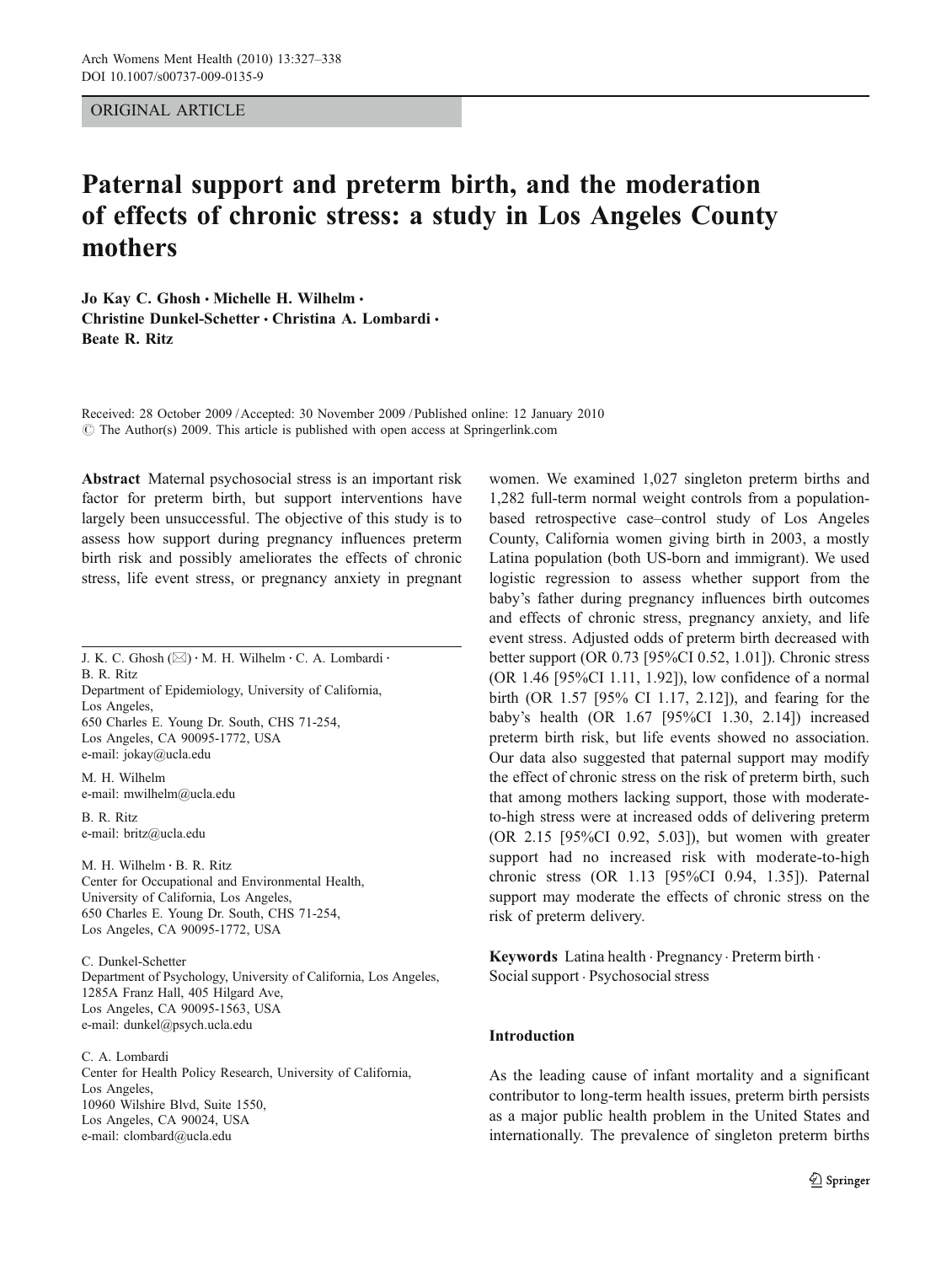ORIGINAL ARTICLE

# Paternal support and preterm birth, and the moderation of effects of chronic stress: a study in Los Angeles County mothers

**Jo Kay C. Ghosh · Michelle H. Wilhelm · Christine Dunkel-Schetter · Christina A. Lombardi · Beate R. Ritz**

Received: 28 October 2009 / Accepted: 30 November 2009 / Published online: 12 January 2010
© The Author(s) 2009. This article is published with open access at Springerlink.com

**Abstract** Maternal psychosocial stress is an important risk factor for preterm birth, but support interventions have largely been unsuccessful. The objective of this study is to assess how support during pregnancy influences preterm birth risk and possibly ameliorates the effects of chronic stress, life event stress, or pregnancy anxiety in pregnant women. We examined 1,027 singleton preterm births and 1,282 full-term normal weight controls from a population-based retrospective case–control study of Los Angeles County, California women giving birth in 2003, a mostly Latina population (both US-born and immigrant). We used logistic regression to assess whether support from the baby's father during pregnancy influences birth outcomes and effects of chronic stress, pregnancy anxiety, and life event stress. Adjusted odds of preterm birth decreased with better support (OR 0.73 [95%CI 0.52, 1.01]). Chronic stress (OR 1.46 [95%CI 1.11, 1.92]), low confidence of a normal birth (OR 1.57 [95% CI 1.17, 2.12]), and fearing for the baby's health (OR 1.67 [95%CI 1.30, 2.14]) increased preterm birth risk, but life events showed no association. Our data also suggested that paternal support may modify the effect of chronic stress on the risk of preterm birth, such that among mothers lacking support, those with moderate-to-high stress were at increased odds of delivering preterm (OR 2.15 [95%CI 0.92, 5.03]), but women with greater support had no increased risk with moderate-to-high chronic stress (OR 1.13 [95%CI 0.94, 1.35]). Paternal support may moderate the effects of chronic stress on the risk of preterm delivery.

**Keywords** Latina health · Pregnancy · Preterm birth · Social support · Psychosocial stress

J. K. C. Ghosh (✉) · M. H. Wilhelm · C. A. Lombardi · B. R. Ritz
Department of Epidemiology, University of California, Los Angeles,
650 Charles E. Young Dr. South, CHS 71-254,
Los Angeles, CA 90095-1772, USA
e-mail: jokay@ucla.edu

M. H. Wilhelm
e-mail: mwilhelm@ucla.edu

B. R. Ritz
e-mail: britz@ucla.edu

M. H. Wilhelm · B. R. Ritz
Center for Occupational and Environmental Health, University of California, Los Angeles,
650 Charles E. Young Dr. South, CHS 71-254,
Los Angeles, CA 90095-1772, USA

C. Dunkel-Schetter
Department of Psychology, University of California, Los Angeles,
1285A Franz Hall, 405 Hilgard Ave,
Los Angeles, CA 90095-1563, USA
e-mail: dunkel@psych.ucla.edu

C. A. Lombardi
Center for Health Policy Research, University of California, Los Angeles,
10960 Wilshire Blvd, Suite 1550,
Los Angeles, CA 90024, USA
e-mail: clombard@ucla.edu

## Introduction

As the leading cause of infant mortality and a significant contributor to long-term health issues, preterm birth persists as a major public health problem in the United States and internationally. The prevalence of singleton preterm births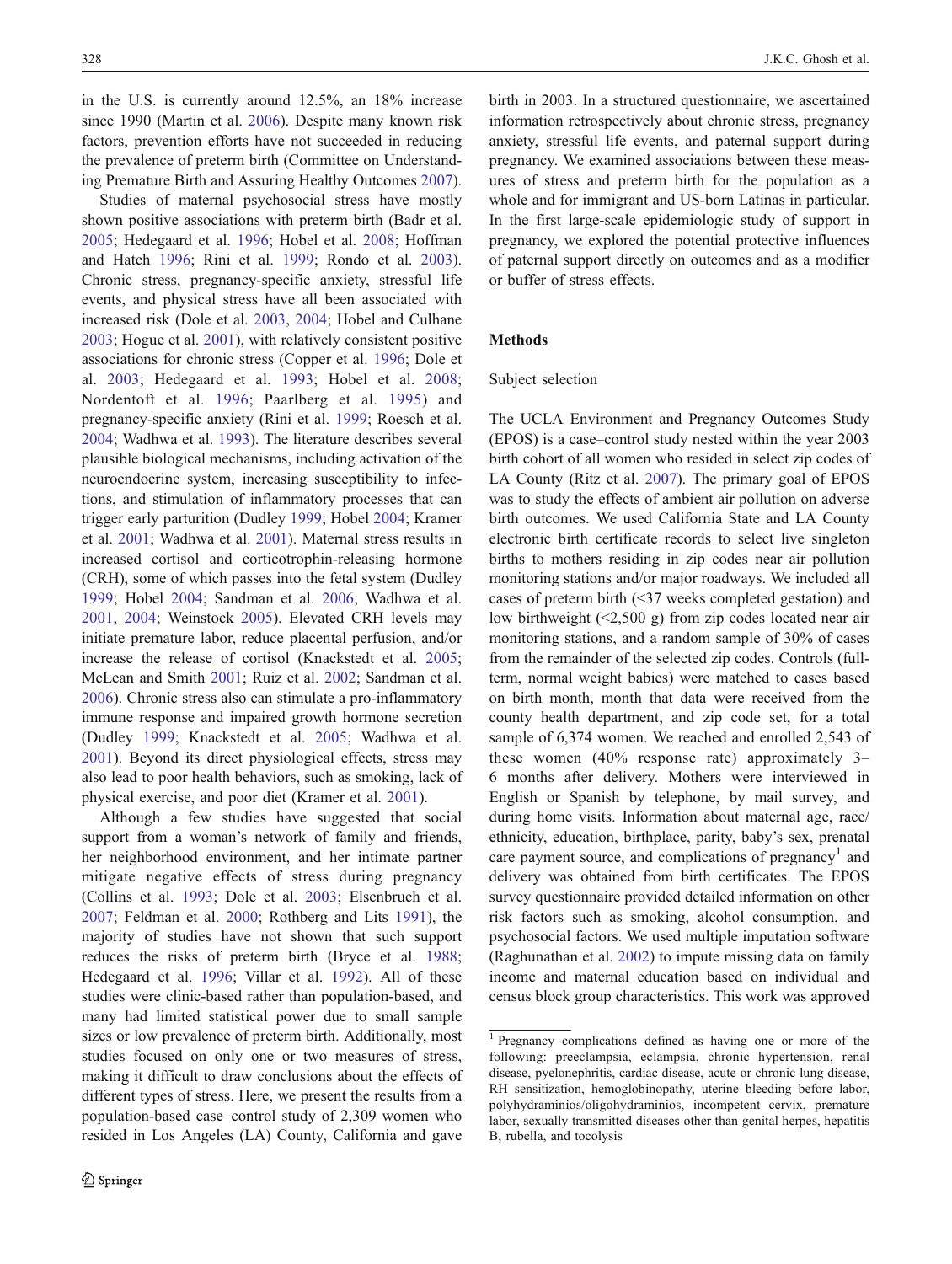in the U.S. is currently around 12.5%, an 18% increase since 1990 (Martin et al. 2006). Despite many known risk factors, prevention efforts have not succeeded in reducing the prevalence of preterm birth (Committee on Understanding Premature Birth and Assuring Healthy Outcomes 2007).

Studies of maternal psychosocial stress have mostly shown positive associations with preterm birth (Badr et al. 2005; Hedegaard et al. 1996; Hobel et al. 2008; Hoffman and Hatch 1996; Rini et al. 1999; Rondo et al. 2003). Chronic stress, pregnancy-specific anxiety, stressful life events, and physical stress have all been associated with increased risk (Dole et al. 2003, 2004; Hobel and Culhane 2003; Hogue et al. 2001), with relatively consistent positive associations for chronic stress (Copper et al. 1996; Dole et al. 2003; Hedegaard et al. 1993; Hobel et al. 2008; Nordentoft et al. 1996; Paarlberg et al. 1995) and pregnancy-specific anxiety (Rini et al. 1999; Roesch et al. 2004; Wadhwa et al. 1993). The literature describes several plausible biological mechanisms, including activation of the neuroendocrine system, increasing susceptibility to infections, and stimulation of inflammatory processes that can trigger early parturition (Dudley 1999; Hobel 2004; Kramer et al. 2001; Wadhwa et al. 2001). Maternal stress results in increased cortisol and corticotrophin-releasing hormone (CRH), some of which passes into the fetal system (Dudley 1999; Hobel 2004; Sandman et al. 2006; Wadhwa et al. 2001, 2004; Weinstock 2005). Elevated CRH levels may initiate premature labor, reduce placental perfusion, and/or increase the release of cortisol (Knackstedt et al. 2005; McLean and Smith 2001; Ruiz et al. 2002; Sandman et al. 2006). Chronic stress also can stimulate a pro-inflammatory immune response and impaired growth hormone secretion (Dudley 1999; Knackstedt et al. 2005; Wadhwa et al. 2001). Beyond its direct physiological effects, stress may also lead to poor health behaviors, such as smoking, lack of physical exercise, and poor diet (Kramer et al. 2001).

Although a few studies have suggested that social support from a woman's network of family and friends, her neighborhood environment, and her intimate partner mitigate negative effects of stress during pregnancy (Collins et al. 1993; Dole et al. 2003; Elsenbruch et al. 2007; Feldman et al. 2000; Rothberg and Lits 1991), the majority of studies have not shown that such support reduces the risks of preterm birth (Bryce et al. 1988; Hedegaard et al. 1996; Villar et al. 1992). All of these studies were clinic-based rather than population-based, and many had limited statistical power due to small sample sizes or low prevalence of preterm birth. Additionally, most studies focused on only one or two measures of stress, making it difficult to draw conclusions about the effects of different types of stress. Here, we present the results from a population-based case–control study of 2,309 women who resided in Los Angeles (LA) County, California and gave birth in 2003. In a structured questionnaire, we ascertained information retrospectively about chronic stress, pregnancy anxiety, stressful life events, and paternal support during pregnancy. We examined associations between these measures of stress and preterm birth for the population as a whole and for immigrant and US-born Latinas in particular. In the first large-scale epidemiologic study of support in pregnancy, we explored the potential protective influences of paternal support directly on outcomes and as a modifier or buffer of stress effects.

## Methods

### Subject selection

The UCLA Environment and Pregnancy Outcomes Study (EPOS) is a case–control study nested within the year 2003 birth cohort of all women who resided in select zip codes of LA County (Ritz et al. 2007). The primary goal of EPOS was to study the effects of ambient air pollution on adverse birth outcomes. We used California State and LA County electronic birth certificate records to select live singleton births to mothers residing in zip codes near air pollution monitoring stations and/or major roadways. We included all cases of preterm birth (<37 weeks completed gestation) and low birthweight (<2,500 g) from zip codes located near air monitoring stations, and a random sample of 30% of cases from the remainder of the selected zip codes. Controls (full-term, normal weight babies) were matched to cases based on birth month, month that data were received from the county health department, and zip code set, for a total sample of 6,374 women. We reached and enrolled 2,543 of these women (40% response rate) approximately 3–6 months after delivery. Mothers were interviewed in English or Spanish by telephone, by mail survey, and during home visits. Information about maternal age, race/ethnicity, education, birthplace, parity, baby's sex, prenatal care payment source, and complications of pregnancy[1] and delivery was obtained from birth certificates. The EPOS survey questionnaire provided detailed information on other risk factors such as smoking, alcohol consumption, and psychosocial factors. We used multiple imputation software (Raghunathan et al. 2002) to impute missing data on family income and maternal education based on individual and census block group characteristics. This work was approved

[1] Pregnancy complications defined as having one or more of the following: preeclampsia, eclampsia, chronic hypertension, renal disease, pyelonephritis, cardiac disease, acute or chronic lung disease, RH sensitization, hemoglobinopathy, uterine bleeding before labor, polyhydraminios/oligohydraminios, incompetent cervix, premature labor, sexually transmitted diseases other than genital herpes, hepatitis B, rubella, and tocolysis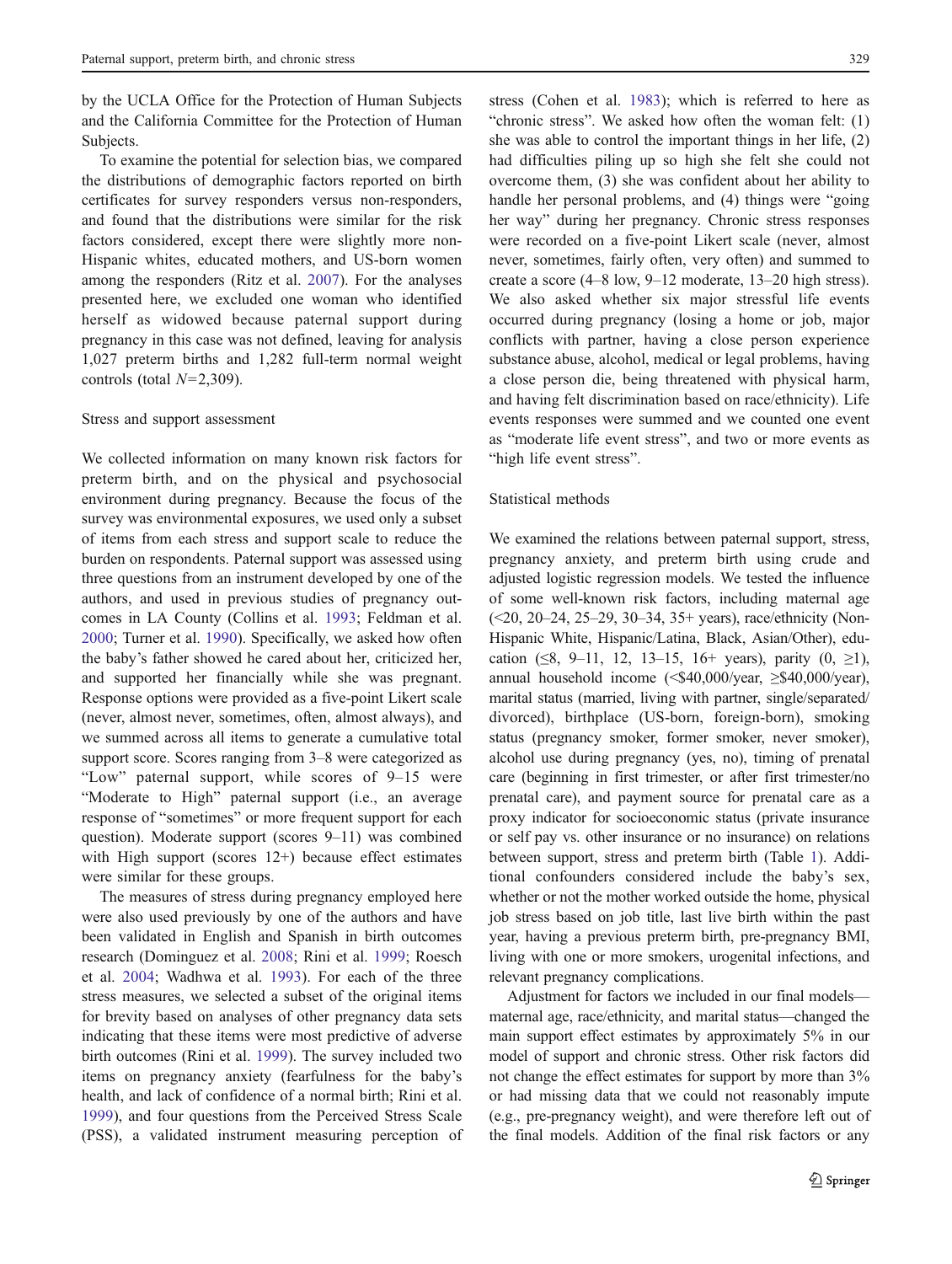by the UCLA Office for the Protection of Human Subjects and the California Committee for the Protection of Human Subjects.

To examine the potential for selection bias, we compared the distributions of demographic factors reported on birth certificates for survey responders versus non-responders, and found that the distributions were similar for the risk factors considered, except there were slightly more non-Hispanic whites, educated mothers, and US-born women among the responders (Ritz et al. 2007). For the analyses presented here, we excluded one woman who identified herself as widowed because paternal support during pregnancy in this case was not defined, leaving for analysis 1,027 preterm births and 1,282 full-term normal weight controls (total $N$=2,309).

## Stress and support assessment

We collected information on many known risk factors for preterm birth, and on the physical and psychosocial environment during pregnancy. Because the focus of the survey was environmental exposures, we used only a subset of items from each stress and support scale to reduce the burden on respondents. Paternal support was assessed using three questions from an instrument developed by one of the authors, and used in previous studies of pregnancy outcomes in LA County (Collins et al. 1993; Feldman et al. 2000; Turner et al. 1990). Specifically, we asked how often the baby's father showed he cared about her, criticized her, and supported her financially while she was pregnant. Response options were provided as a five-point Likert scale (never, almost never, sometimes, often, almost always), and we summed across all items to generate a cumulative total support score. Scores ranging from 3–8 were categorized as "Low" paternal support, while scores of 9–15 were "Moderate to High" paternal support (i.e., an average response of "sometimes" or more frequent support for each question). Moderate support (scores 9–11) was combined with High support (scores 12+) because effect estimates were similar for these groups.

The measures of stress during pregnancy employed here were also used previously by one of the authors and have been validated in English and Spanish in birth outcomes research (Dominguez et al. 2008; Rini et al. 1999; Roesch et al. 2004; Wadhwa et al. 1993). For each of the three stress measures, we selected a subset of the original items for brevity based on analyses of other pregnancy data sets indicating that these items were most predictive of adverse birth outcomes (Rini et al. 1999). The survey included two items on pregnancy anxiety (fearfulness for the baby's health, and lack of confidence of a normal birth; Rini et al. 1999), and four questions from the Perceived Stress Scale (PSS), a validated instrument measuring perception of stress (Cohen et al. 1983); which is referred to here as "chronic stress". We asked how often the woman felt: (1) she was able to control the important things in her life, (2) had difficulties piling up so high she felt she could not overcome them, (3) she was confident about her ability to handle her personal problems, and (4) things were "going her way" during her pregnancy. Chronic stress responses were recorded on a five-point Likert scale (never, almost never, sometimes, fairly often, very often) and summed to create a score (4–8 low, 9–12 moderate, 13–20 high stress). We also asked whether six major stressful life events occurred during pregnancy (losing a home or job, major conflicts with partner, having a close person experience substance abuse, alcohol, medical or legal problems, having a close person die, being threatened with physical harm, and having felt discrimination based on race/ethnicity). Life events responses were summed and we counted one event as "moderate life event stress", and two or more events as "high life event stress".

## Statistical methods

We examined the relations between paternal support, stress, pregnancy anxiety, and preterm birth using crude and adjusted logistic regression models. We tested the influence of some well-known risk factors, including maternal age (<20, 20–24, 25–29, 30–34, 35+ years), race/ethnicity (Non-Hispanic White, Hispanic/Latina, Black, Asian/Other), education (≤8, 9–11, 12, 13–15, 16+ years), parity (0, ≥1), annual household income (<$40,000/year, ≥$40,000/year), marital status (married, living with partner, single/separated/divorced), birthplace (US-born, foreign-born), smoking status (pregnancy smoker, former smoker, never smoker), alcohol use during pregnancy (yes, no), timing of prenatal care (beginning in first trimester, or after first trimester/no prenatal care), and payment source for prenatal care as a proxy indicator for socioeconomic status (private insurance or self pay vs. other insurance or no insurance) on relations between support, stress and preterm birth (Table 1). Additional confounders considered include the baby's sex, whether or not the mother worked outside the home, physical job stress based on job title, last live birth within the past year, having a previous preterm birth, pre-pregnancy BMI, living with one or more smokers, urogenital infections, and relevant pregnancy complications.

Adjustment for factors we included in our final models—maternal age, race/ethnicity, and marital status—changed the main support effect estimates by approximately 5% in our model of support and chronic stress. Other risk factors did not change the effect estimates for support by more than 3% or had missing data that we could not reasonably impute (e.g., pre-pregnancy weight), and were therefore left out of the final models. Addition of the final risk factors or any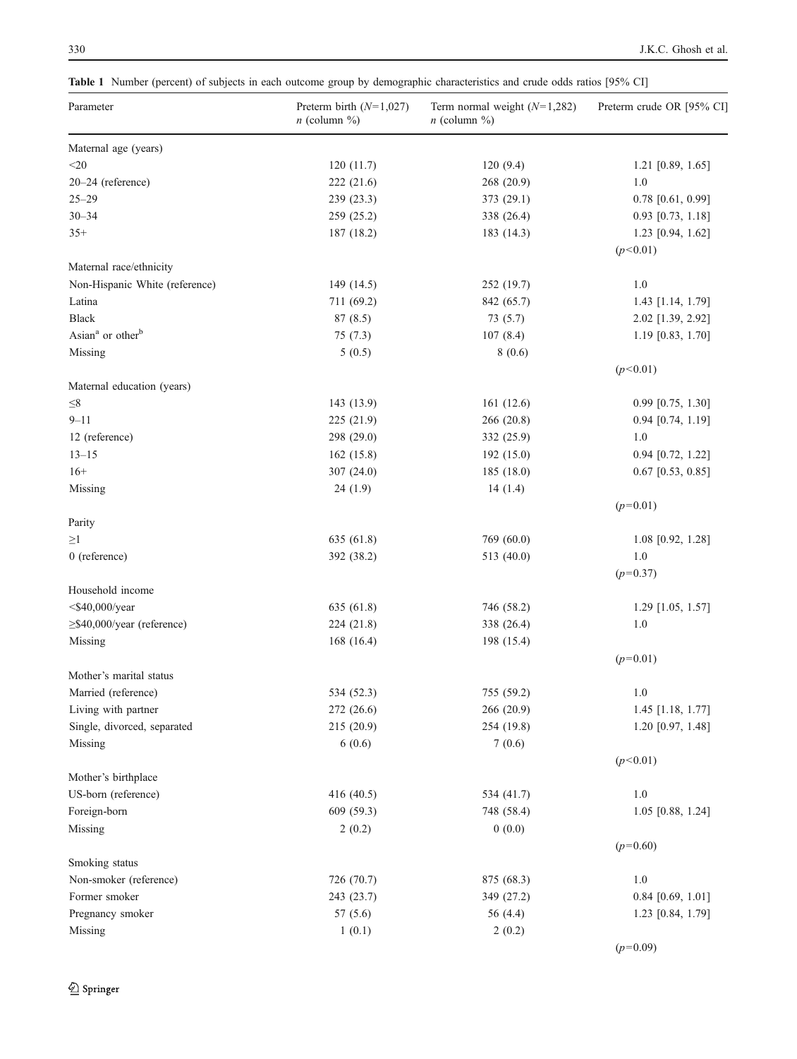**Table 1** Number (percent) of subjects in each outcome group by demographic characteristics and crude odds ratios [95% CI]

| Parameter | Preterm birth ($N$=1,027) $n$ (column %) | Term normal weight ($N$=1,282) $n$ (column %) | Preterm crude OR [95% CI] |
|---|---|---|---|
| Maternal age (years) | | | |
| <20 | 120 (11.7) | 120 (9.4) | 1.21 [0.89, 1.65] |
| 20–24 (reference) | 222 (21.6) | 268 (20.9) | 1.0 |
| 25–29 | 239 (23.3) | 373 (29.1) | 0.78 [0.61, 0.99] |
| 30–34 | 259 (25.2) | 338 (26.4) | 0.93 [0.73, 1.18] |
| 35+ | 187 (18.2) | 183 (14.3) | 1.23 [0.94, 1.62] |
| | | | ($p$<0.01) |
| Maternal race/ethnicity | | | |
| Non-Hispanic White (reference) | 149 (14.5) | 252 (19.7) | 1.0 |
| Latina | 711 (69.2) | 842 (65.7) | 1.43 [1.14, 1.79] |
| Black | 87 (8.5) | 73 (5.7) | 2.02 [1.39, 2.92] |
| Asian[a] or other[b] | 75 (7.3) | 107 (8.4) | 1.19 [0.83, 1.70] |
| Missing | 5 (0.5) | 8 (0.6) | |
| | | | ($p$<0.01) |
| Maternal education (years) | | | |
| ≤8 | 143 (13.9) | 161 (12.6) | 0.99 [0.75, 1.30] |
| 9–11 | 225 (21.9) | 266 (20.8) | 0.94 [0.74, 1.19] |
| 12 (reference) | 298 (29.0) | 332 (25.9) | 1.0 |
| 13–15 | 162 (15.8) | 192 (15.0) | 0.94 [0.72, 1.22] |
| 16+ | 307 (24.0) | 185 (18.0) | 0.67 [0.53, 0.85] |
| Missing | 24 (1.9) | 14 (1.4) | |
| | | | ($p$=0.01) |
| Parity | | | |
| ≥1 | 635 (61.8) | 769 (60.0) | 1.08 [0.92, 1.28] |
| 0 (reference) | 392 (38.2) | 513 (40.0) | 1.0 |
| | | | ($p$=0.37) |
| Household income | | | |
| <$40,000/year | 635 (61.8) | 746 (58.2) | 1.29 [1.05, 1.57] |
| ≥$40,000/year (reference) | 224 (21.8) | 338 (26.4) | 1.0 |
| Missing | 168 (16.4) | 198 (15.4) | |
| | | | ($p$=0.01) |
| Mother's marital status | | | |
| Married (reference) | 534 (52.3) | 755 (59.2) | 1.0 |
| Living with partner | 272 (26.6) | 266 (20.9) | 1.45 [1.18, 1.77] |
| Single, divorced, separated | 215 (20.9) | 254 (19.8) | 1.20 [0.97, 1.48] |
| Missing | 6 (0.6) | 7 (0.6) | |
| | | | ($p$<0.01) |
| Mother's birthplace | | | |
| US-born (reference) | 416 (40.5) | 534 (41.7) | 1.0 |
| Foreign-born | 609 (59.3) | 748 (58.4) | 1.05 [0.88, 1.24] |
| Missing | 2 (0.2) | 0 (0.0) | |
| | | | ($p$=0.60) |
| Smoking status | | | |
| Non-smoker (reference) | 726 (70.7) | 875 (68.3) | 1.0 |
| Former smoker | 243 (23.7) | 349 (27.2) | 0.84 [0.69, 1.01] |
| Pregnancy smoker | 57 (5.6) | 56 (4.4) | 1.23 [0.84, 1.79] |
| Missing | 1 (0.1) | 2 (0.2) | |
| | | | ($p$=0.09) |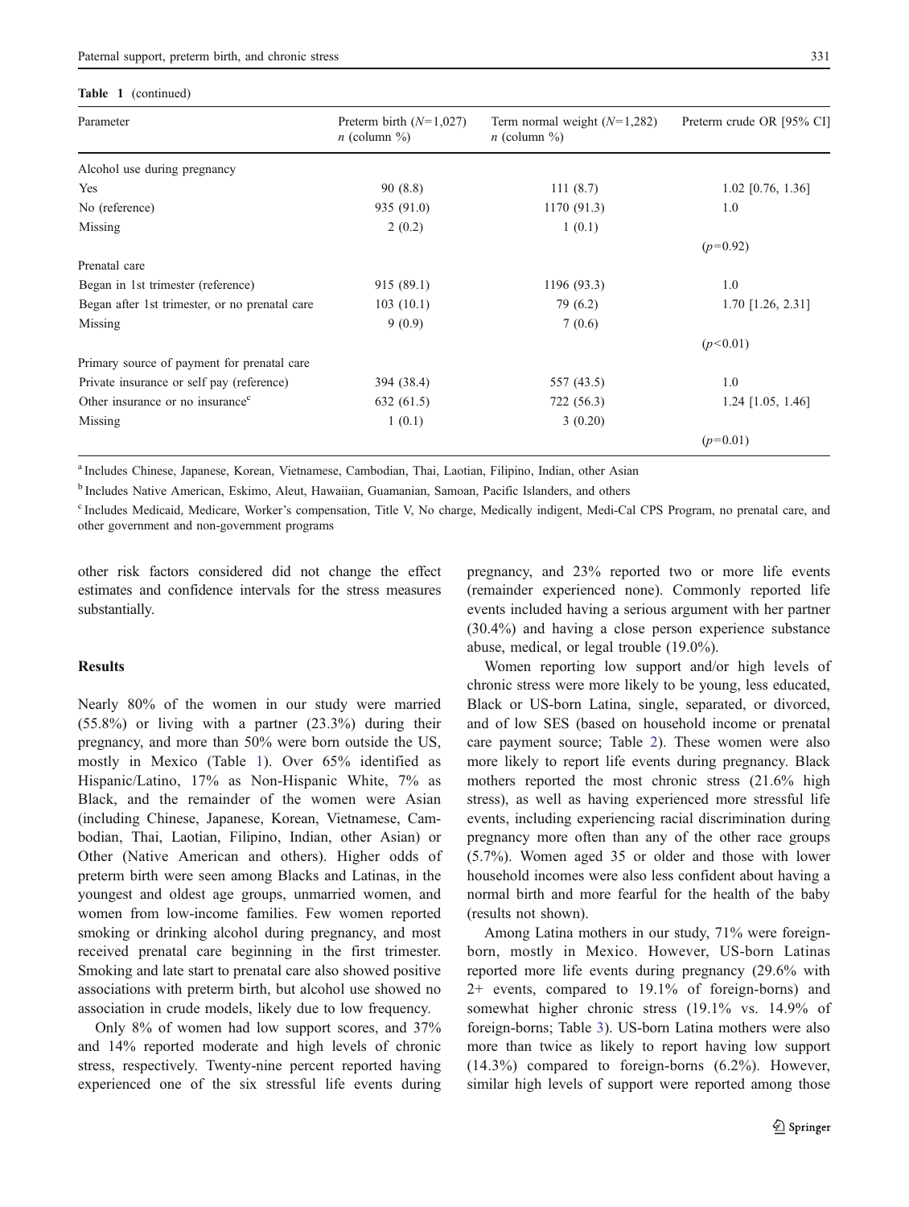**Table 1** (continued)

| Parameter | Preterm birth ($N$=1,027) $n$ (column %) | Term normal weight ($N$=1,282) $n$ (column %) | Preterm crude OR [95% CI] |
|---|---|---|---|
| Alcohol use during pregnancy | | | |
| Yes | 90 (8.8) | 111 (8.7) | 1.02 [0.76, 1.36] |
| No (reference) | 935 (91.0) | 1170 (91.3) | 1.0 |
| Missing | 2 (0.2) | 1 (0.1) | |
| | | | ($p$=0.92) |
| Prenatal care | | | |
| Began in 1st trimester (reference) | 915 (89.1) | 1196 (93.3) | 1.0 |
| Began after 1st trimester, or no prenatal care | 103 (10.1) | 79 (6.2) | 1.70 [1.26, 2.31] |
| Missing | 9 (0.9) | 7 (0.6) | |
| | | | ($p$<0.01) |
| Primary source of payment for prenatal care | | | |
| Private insurance or self pay (reference) | 394 (38.4) | 557 (43.5) | 1.0 |
| Other insurance or no insurance[c] | 632 (61.5) | 722 (56.3) | 1.24 [1.05, 1.46] |
| Missing | 1 (0.1) | 3 (0.20) | |
| | | | ($p$=0.01) |

[a] Includes Chinese, Japanese, Korean, Vietnamese, Cambodian, Thai, Laotian, Filipino, Indian, other Asian

[b] Includes Native American, Eskimo, Aleut, Hawaiian, Guamanian, Samoan, Pacific Islanders, and others

[c] Includes Medicaid, Medicare, Worker's compensation, Title V, No charge, Medically indigent, Medi-Cal CPS Program, no prenatal care, and other government and non-government programs

other risk factors considered did not change the effect estimates and confidence intervals for the stress measures substantially.

## Results

Nearly 80% of the women in our study were married (55.8%) or living with a partner (23.3%) during their pregnancy, and more than 50% were born outside the US, mostly in Mexico (Table 1). Over 65% identified as Hispanic/Latino, 17% as Non-Hispanic White, 7% as Black, and the remainder of the women were Asian (including Chinese, Japanese, Korean, Vietnamese, Cambodian, Thai, Laotian, Filipino, Indian, other Asian) or Other (Native American and others). Higher odds of preterm birth were seen among Blacks and Latinas, in the youngest and oldest age groups, unmarried women, and women from low-income families. Few women reported smoking or drinking alcohol during pregnancy, and most received prenatal care beginning in the first trimester. Smoking and late start to prenatal care also showed positive associations with preterm birth, but alcohol use showed no association in crude models, likely due to low frequency.

Only 8% of women had low support scores, and 37% and 14% reported moderate and high levels of chronic stress, respectively. Twenty-nine percent reported having experienced one of the six stressful life events during pregnancy, and 23% reported two or more life events (remainder experienced none). Commonly reported life events included having a serious argument with her partner (30.4%) and having a close person experience substance abuse, medical, or legal trouble (19.0%).

Women reporting low support and/or high levels of chronic stress were more likely to be young, less educated, Black or US-born Latina, single, separated, or divorced, and of low SES (based on household income or prenatal care payment source; Table 2). These women were also more likely to report life events during pregnancy. Black mothers reported the most chronic stress (21.6% high stress), as well as having experienced more stressful life events, including experiencing racial discrimination during pregnancy more often than any of the other race groups (5.7%). Women aged 35 or older and those with lower household incomes were also less confident about having a normal birth and more fearful for the health of the baby (results not shown).

Among Latina mothers in our study, 71% were foreign-born, mostly in Mexico. However, US-born Latinas reported more life events during pregnancy (29.6% with 2+ events, compared to 19.1% of foreign-borns) and somewhat higher chronic stress (19.1% vs. 14.9% of foreign-borns; Table 3). US-born Latina mothers were also more than twice as likely to report having low support (14.3%) compared to foreign-borns (6.2%). However, similar high levels of support were reported among those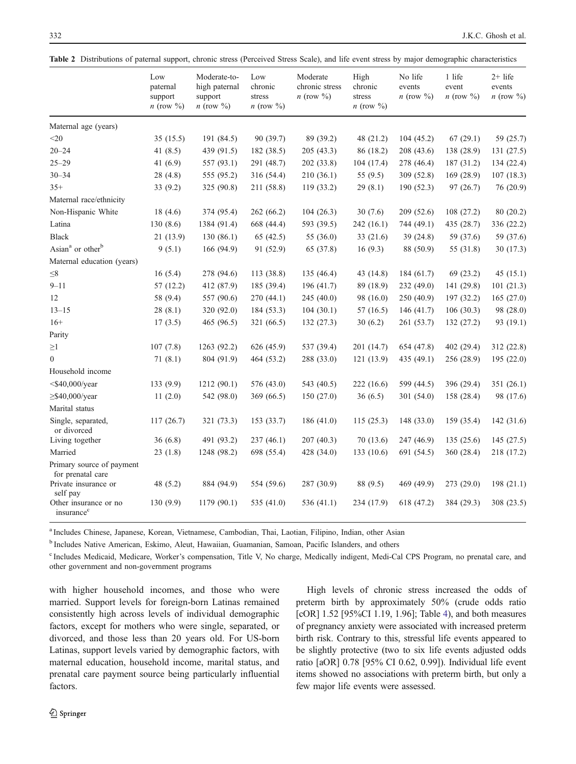**Table 2** Distributions of paternal support, chronic stress (Perceived Stress Scale), and life event stress by major demographic characteristics

| | Low paternal support *n* (row %) | Moderate-to-high paternal support *n* (row %) | Low chronic stress *n* (row %) | Moderate chronic stress *n* (row %) | High chronic stress *n* (row %) | No life events *n* (row %) | 1 life event *n* (row %) | 2+ life events *n* (row %) |
|---|---|---|---|---|---|---|---|---|
| Maternal age (years) | | | | | | | | |
| <20 | 35 (15.5) | 191 (84.5) | 90 (39.7) | 89 (39.2) | 48 (21.2) | 104 (45.2) | 67 (29.1) | 59 (25.7) |
| 20–24 | 41 (8.5) | 439 (91.5) | 182 (38.5) | 205 (43.3) | 86 (18.2) | 208 (43.6) | 138 (28.9) | 131 (27.5) |
| 25–29 | 41 (6.9) | 557 (93.1) | 291 (48.7) | 202 (33.8) | 104 (17.4) | 278 (46.4) | 187 (31.2) | 134 (22.4) |
| 30–34 | 28 (4.8) | 555 (95.2) | 316 (54.4) | 210 (36.1) | 55 (9.5) | 309 (52.8) | 169 (28.9) | 107 (18.3) |
| 35+ | 33 (9.2) | 325 (90.8) | 211 (58.8) | 119 (33.2) | 29 (8.1) | 190 (52.3) | 97 (26.7) | 76 (20.9) |
| Maternal race/ethnicity | | | | | | | | |
| Non-Hispanic White | 18 (4.6) | 374 (95.4) | 262 (66.2) | 104 (26.3) | 30 (7.6) | 209 (52.6) | 108 (27.2) | 80 (20.2) |
| Latina | 130 (8.6) | 1384 (91.4) | 668 (44.4) | 593 (39.5) | 242 (16.1) | 744 (49.1) | 435 (28.7) | 336 (22.2) |
| Black | 21 (13.9) | 130 (86.1) | 65 (42.5) | 55 (36.0) | 33 (21.6) | 39 (24.8) | 59 (37.6) | 59 (37.6) |
| Asian[a] or other[b] | 9 (5.1) | 166 (94.9) | 91 (52.9) | 65 (37.8) | 16 (9.3) | 88 (50.9) | 55 (31.8) | 30 (17.3) |
| Maternal education (years) | | | | | | | | |
| ≤8 | 16 (5.4) | 278 (94.6) | 113 (38.8) | 135 (46.4) | 43 (14.8) | 184 (61.7) | 69 (23.2) | 45 (15.1) |
| 9–11 | 57 (12.2) | 412 (87.9) | 185 (39.4) | 196 (41.7) | 89 (18.9) | 232 (49.0) | 141 (29.8) | 101 (21.3) |
| 12 | 58 (9.4) | 557 (90.6) | 270 (44.1) | 245 (40.0) | 98 (16.0) | 250 (40.9) | 197 (32.2) | 165 (27.0) |
| 13–15 | 28 (8.1) | 320 (92.0) | 184 (53.3) | 104 (30.1) | 57 (16.5) | 146 (41.7) | 106 (30.3) | 98 (28.0) |
| 16+ | 17 (3.5) | 465 (96.5) | 321 (66.5) | 132 (27.3) | 30 (6.2) | 261 (53.7) | 132 (27.2) | 93 (19.1) |
| Parity | | | | | | | | |
| ≥1 | 107 (7.8) | 1263 (92.2) | 626 (45.9) | 537 (39.4) | 201 (14.7) | 654 (47.8) | 402 (29.4) | 312 (22.8) |
| 0 | 71 (8.1) | 804 (91.9) | 464 (53.2) | 288 (33.0) | 121 (13.9) | 435 (49.1) | 256 (28.9) | 195 (22.0) |
| Household income | | | | | | | | |
| <$40,000/year | 133 (9.9) | 1212 (90.1) | 576 (43.0) | 543 (40.5) | 222 (16.6) | 599 (44.5) | 396 (29.4) | 351 (26.1) |
| ≥$40,000/year | 11 (2.0) | 542 (98.0) | 369 (66.5) | 150 (27.0) | 36 (6.5) | 301 (54.0) | 158 (28.4) | 98 (17.6) |
| Marital status | | | | | | | | |
| Single, separated, or divorced | 117 (26.7) | 321 (73.3) | 153 (33.7) | 186 (41.0) | 115 (25.3) | 148 (33.0) | 159 (35.4) | 142 (31.6) |
| Living together | 36 (6.8) | 491 (93.2) | 237 (46.1) | 207 (40.3) | 70 (13.6) | 247 (46.9) | 135 (25.6) | 145 (27.5) |
| Married | 23 (1.8) | 1248 (98.2) | 698 (55.4) | 428 (34.0) | 133 (10.6) | 691 (54.5) | 360 (28.4) | 218 (17.2) |
| Primary source of payment for prenatal care | | | | | | | | |
| Private insurance or self pay | 48 (5.2) | 884 (94.9) | 554 (59.6) | 287 (30.9) | 88 (9.5) | 469 (49.9) | 273 (29.0) | 198 (21.1) |
| Other insurance or no insurance[c] | 130 (9.9) | 1179 (90.1) | 535 (41.0) | 536 (41.1) | 234 (17.9) | 618 (47.2) | 384 (29.3) | 308 (23.5) |

[a] Includes Chinese, Japanese, Korean, Vietnamese, Cambodian, Thai, Laotian, Filipino, Indian, other Asian

[b] Includes Native American, Eskimo, Aleut, Hawaiian, Guamanian, Samoan, Pacific Islanders, and others

[c] Includes Medicaid, Medicare, Worker's compensation, Title V, No charge, Medically indigent, Medi-Cal CPS Program, no prenatal care, and other government and non-government programs

with higher household incomes, and those who were married. Support levels for foreign-born Latinas remained consistently high across levels of individual demographic factors, except for mothers who were single, separated, or divorced, and those less than 20 years old. For US-born Latinas, support levels varied by demographic factors, with maternal education, household income, marital status, and prenatal care payment source being particularly influential factors.

High levels of chronic stress increased the odds of preterm birth by approximately 50% (crude odds ratio [cOR] 1.52 [95%CI 1.19, 1.96]; Table 4), and both measures of pregnancy anxiety were associated with increased preterm birth risk. Contrary to this, stressful life events appeared to be slightly protective (two to six life events adjusted odds ratio [aOR] 0.78 [95% CI 0.62, 0.99]). Individual life event items showed no associations with preterm birth, but only a few major life events were assessed.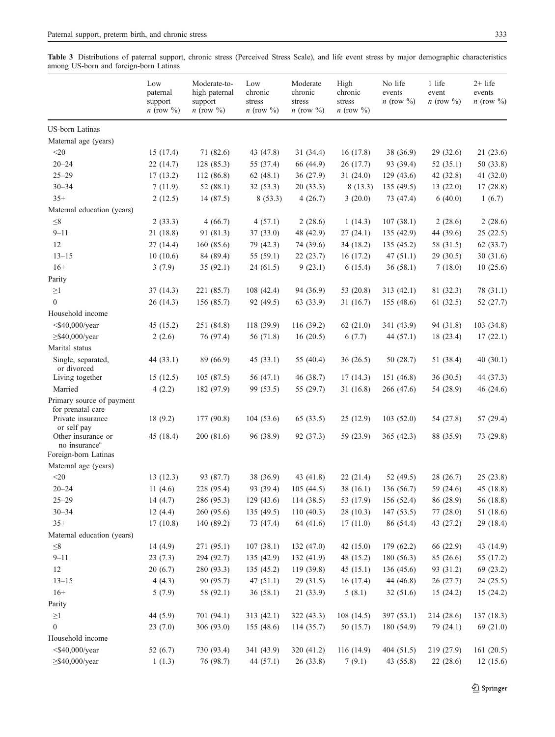**Table 3** Distributions of paternal support, chronic stress (Perceived Stress Scale), and life event stress by major demographic characteristics among US-born and foreign-born Latinas

| | Low paternal support *n* (row %) | Moderate-to-high paternal support *n* (row %) | Low chronic stress *n* (row %) | Moderate chronic stress *n* (row %) | High chronic stress *n* (row %) | No life events *n* (row %) | 1 life event *n* (row %) | 2+ life events *n* (row %) |
|---|---|---|---|---|---|---|---|---|
| US-born Latinas | | | | | | | | |
| Maternal age (years) | | | | | | | | |
| <20 | 15 (17.4) | 71 (82.6) | 43 (47.8) | 31 (34.4) | 16 (17.8) | 38 (36.9) | 29 (32.6) | 21 (23.6) |
| 20–24 | 22 (14.7) | 128 (85.3) | 55 (37.4) | 66 (44.9) | 26 (17.7) | 93 (39.4) | 52 (35.1) | 50 (33.8) |
| 25–29 | 17 (13.2) | 112 (86.8) | 62 (48.1) | 36 (27.9) | 31 (24.0) | 129 (43.6) | 42 (32.8) | 41 (32.0) |
| 30–34 | 7 (11.9) | 52 (88.1) | 32 (53.3) | 20 (33.3) | 8 (13.3) | 135 (49.5) | 13 (22.0) | 17 (28.8) |
| 35+ | 2 (12.5) | 14 (87.5) | 8 (53.3) | 4 (26.7) | 3 (20.0) | 73 (47.4) | 6 (40.0) | 1 (6.7) |
| Maternal education (years) | | | | | | | | |
| ≤8 | 2 (33.3) | 4 (66.7) | 4 (57.1) | 2 (28.6) | 1 (14.3) | 107 (38.1) | 2 (28.6) | 2 (28.6) |
| 9–11 | 21 (18.8) | 91 (81.3) | 37 (33.0) | 48 (42.9) | 27 (24.1) | 135 (42.9) | 44 (39.6) | 25 (22.5) |
| 12 | 27 (14.4) | 160 (85.6) | 79 (42.3) | 74 (39.6) | 34 (18.2) | 135 (45.2) | 58 (31.5) | 62 (33.7) |
| 13–15 | 10 (10.6) | 84 (89.4) | 55 (59.1) | 22 (23.7) | 16 (17.2) | 47 (51.1) | 29 (30.5) | 30 (31.6) |
| 16+ | 3 (7.9) | 35 (92.1) | 24 (61.5) | 9 (23.1) | 6 (15.4) | 36 (58.1) | 7 (18.0) | 10 (25.6) |
| Parity | | | | | | | | |
| ≥1 | 37 (14.3) | 221 (85.7) | 108 (42.4) | 94 (36.9) | 53 (20.8) | 313 (42.1) | 81 (32.3) | 78 (31.1) |
| 0 | 26 (14.3) | 156 (85.7) | 92 (49.5) | 63 (33.9) | 31 (16.7) | 155 (48.6) | 61 (32.5) | 52 (27.7) |
| Household income | | | | | | | | |
| <$40,000/year | 45 (15.2) | 251 (84.8) | 118 (39.9) | 116 (39.2) | 62 (21.0) | 341 (43.9) | 94 (31.8) | 103 (34.8) |
| ≥$40,000/year | 2 (2.6) | 76 (97.4) | 56 (71.8) | 16 (20.5) | 6 (7.7) | 44 (57.1) | 18 (23.4) | 17 (22.1) |
| Marital status | | | | | | | | |
| Single, separated, or divorced | 44 (33.1) | 89 (66.9) | 45 (33.1) | 55 (40.4) | 36 (26.5) | 50 (28.7) | 51 (38.4) | 40 (30.1) |
| Living together | 15 (12.5) | 105 (87.5) | 56 (47.1) | 46 (38.7) | 17 (14.3) | 151 (46.8) | 36 (30.5) | 44 (37.3) |
| Married | 4 (2.2) | 182 (97.9) | 99 (53.5) | 55 (29.7) | 31 (16.8) | 266 (47.6) | 54 (28.9) | 46 (24.6) |
| Primary source of payment for prenatal care | | | | | | | | |
| Private insurance or self pay | 18 (9.2) | 177 (90.8) | 104 (53.6) | 65 (33.5) | 25 (12.9) | 103 (52.0) | 54 (27.8) | 57 (29.4) |
| Other insurance or no insurance[a] | 45 (18.4) | 200 (81.6) | 96 (38.9) | 92 (37.3) | 59 (23.9) | 365 (42.3) | 88 (35.9) | 73 (29.8) |
| Foreign-born Latinas | | | | | | | | |
| Maternal age (years) | | | | | | | | |
| <20 | 13 (12.3) | 93 (87.7) | 38 (36.9) | 43 (41.8) | 22 (21.4) | 52 (49.5) | 28 (26.7) | 25 (23.8) |
| 20–24 | 11 (4.6) | 228 (95.4) | 93 (39.4) | 105 (44.5) | 38 (16.1) | 136 (56.7) | 59 (24.6) | 45 (18.8) |
| 25–29 | 14 (4.7) | 286 (95.3) | 129 (43.6) | 114 (38.5) | 53 (17.9) | 156 (52.4) | 86 (28.9) | 56 (18.8) |
| 30–34 | 12 (4.4) | 260 (95.6) | 135 (49.5) | 110 (40.3) | 28 (10.3) | 147 (53.5) | 77 (28.0) | 51 (18.6) |
| 35+ | 17 (10.8) | 140 (89.2) | 73 (47.4) | 64 (41.6) | 17 (11.0) | 86 (54.4) | 43 (27.2) | 29 (18.4) |
| Maternal education (years) | | | | | | | | |
| ≤8 | 14 (4.9) | 271 (95.1) | 107 (38.1) | 132 (47.0) | 42 (15.0) | 179 (62.2) | 66 (22.9) | 43 (14.9) |
| 9–11 | 23 (7.3) | 294 (92.7) | 135 (42.9) | 132 (41.9) | 48 (15.2) | 180 (56.3) | 85 (26.6) | 55 (17.2) |
| 12 | 20 (6.7) | 280 (93.3) | 135 (45.2) | 119 (39.8) | 45 (15.1) | 136 (45.6) | 93 (31.2) | 69 (23.2) |
| 13–15 | 4 (4.3) | 90 (95.7) | 47 (51.1) | 29 (31.5) | 16 (17.4) | 44 (46.8) | 26 (27.7) | 24 (25.5) |
| 16+ | 5 (7.9) | 58 (92.1) | 36 (58.1) | 21 (33.9) | 5 (8.1) | 32 (51.6) | 15 (24.2) | 15 (24.2) |
| Parity | | | | | | | | |
| ≥1 | 44 (5.9) | 701 (94.1) | 313 (42.1) | 322 (43.3) | 108 (14.5) | 397 (53.1) | 214 (28.6) | 137 (18.3) |
| 0 | 23 (7.0) | 306 (93.0) | 155 (48.6) | 114 (35.7) | 50 (15.7) | 180 (54.9) | 79 (24.1) | 69 (21.0) |
| Household income | | | | | | | | |
| <$40,000/year | 52 (6.7) | 730 (93.4) | 341 (43.9) | 320 (41.2) | 116 (14.9) | 404 (51.5) | 219 (27.9) | 161 (20.5) |
| ≥$40,000/year | 1 (1.3) | 76 (98.7) | 44 (57.1) | 26 (33.8) | 7 (9.1) | 43 (55.8) | 22 (28.6) | 12 (15.6) |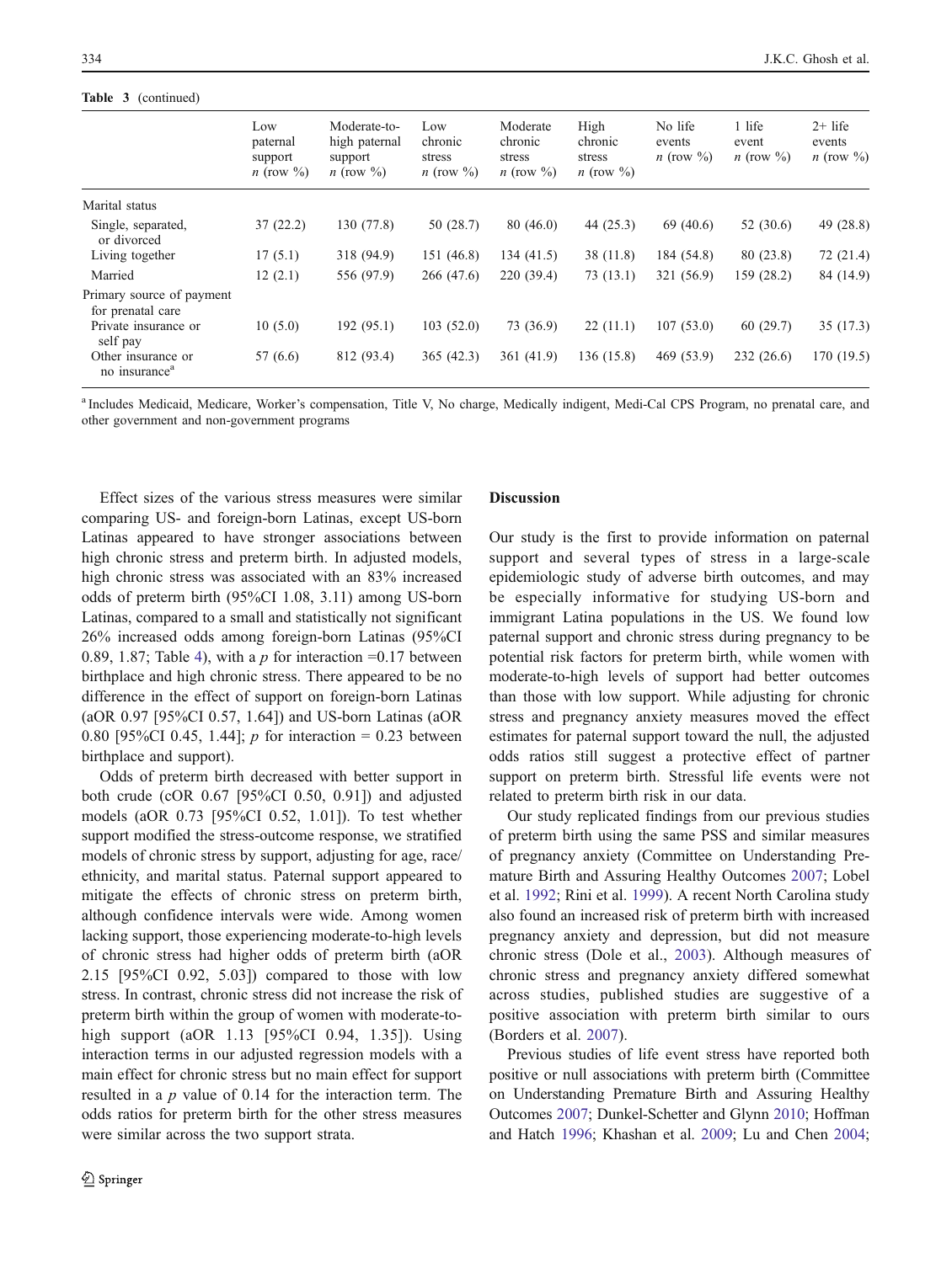**Table 3** (continued)

| | Low paternal support *n* (row %) | Moderate-to-high paternal support *n* (row %) | Low chronic stress *n* (row %) | Moderate chronic stress *n* (row %) | High chronic stress *n* (row %) | No life events *n* (row %) | 1 life event *n* (row %) | 2+ life events *n* (row %) |
|---|---|---|---|---|---|---|---|---|
| Marital status | | | | | | | | |
| Single, separated, or divorced | 37 (22.2) | 130 (77.8) | 50 (28.7) | 80 (46.0) | 44 (25.3) | 69 (40.6) | 52 (30.6) | 49 (28.8) |
| Living together | 17 (5.1) | 318 (94.9) | 151 (46.8) | 134 (41.5) | 38 (11.8) | 184 (54.8) | 80 (23.8) | 72 (21.4) |
| Married | 12 (2.1) | 556 (97.9) | 266 (47.6) | 220 (39.4) | 73 (13.1) | 321 (56.9) | 159 (28.2) | 84 (14.9) |
| Primary source of payment for prenatal care | | | | | | | | |
| Private insurance or self pay | 10 (5.0) | 192 (95.1) | 103 (52.0) | 73 (36.9) | 22 (11.1) | 107 (53.0) | 60 (29.7) | 35 (17.3) |
| Other insurance or no insurance[a] | 57 (6.6) | 812 (93.4) | 365 (42.3) | 361 (41.9) | 136 (15.8) | 469 (53.9) | 232 (26.6) | 170 (19.5) |

[a] Includes Medicaid, Medicare, Worker's compensation, Title V, No charge, Medically indigent, Medi-Cal CPS Program, no prenatal care, and other government and non-government programs

Effect sizes of the various stress measures were similar comparing US- and foreign-born Latinas, except US-born Latinas appeared to have stronger associations between high chronic stress and preterm birth. In adjusted models, high chronic stress was associated with an 83% increased odds of preterm birth (95%CI 1.08, 3.11) among US-born Latinas, compared to a small and statistically not significant 26% increased odds among foreign-born Latinas (95%CI 0.89, 1.87; Table 4), with a $p$ for interaction =0.17 between birthplace and high chronic stress. There appeared to be no difference in the effect of support on foreign-born Latinas (aOR 0.97 [95%CI 0.57, 1.64]) and US-born Latinas (aOR 0.80 [95%CI 0.45, 1.44]; $p$ for interaction = 0.23 between birthplace and support).

Odds of preterm birth decreased with better support in both crude (cOR 0.67 [95%CI 0.50, 0.91]) and adjusted models (aOR 0.73 [95%CI 0.52, 1.01]). To test whether support modified the stress-outcome response, we stratified models of chronic stress by support, adjusting for age, race/ethnicity, and marital status. Paternal support appeared to mitigate the effects of chronic stress on preterm birth, although confidence intervals were wide. Among women lacking support, those experiencing moderate-to-high levels of chronic stress had higher odds of preterm birth (aOR 2.15 [95%CI 0.92, 5.03]) compared to those with low stress. In contrast, chronic stress did not increase the risk of preterm birth within the group of women with moderate-to-high support (aOR 1.13 [95%CI 0.94, 1.35]). Using interaction terms in our adjusted regression models with a main effect for chronic stress but no main effect for support resulted in a $p$ value of 0.14 for the interaction term. The odds ratios for preterm birth for the other stress measures were similar across the two support strata.

## Discussion

Our study is the first to provide information on paternal support and several types of stress in a large-scale epidemiologic study of adverse birth outcomes, and may be especially informative for studying US-born and immigrant Latina populations in the US. We found low paternal support and chronic stress during pregnancy to be potential risk factors for preterm birth, while women with moderate-to-high levels of support had better outcomes than those with low support. While adjusting for chronic stress and pregnancy anxiety measures moved the effect estimates for paternal support toward the null, the adjusted odds ratios still suggest a protective effect of partner support on preterm birth. Stressful life events were not related to preterm birth risk in our data.

Our study replicated findings from our previous studies of preterm birth using the same PSS and similar measures of pregnancy anxiety (Committee on Understanding Premature Birth and Assuring Healthy Outcomes 2007; Lobel et al. 1992; Rini et al. 1999). A recent North Carolina study also found an increased risk of preterm birth with increased pregnancy anxiety and depression, but did not measure chronic stress (Dole et al., 2003). Although measures of chronic stress and pregnancy anxiety differed somewhat across studies, published studies are suggestive of a positive association with preterm birth similar to ours (Borders et al. 2007).

Previous studies of life event stress have reported both positive or null associations with preterm birth (Committee on Understanding Premature Birth and Assuring Healthy Outcomes 2007; Dunkel-Schetter and Glynn 2010; Hoffman and Hatch 1996; Khashan et al. 2009; Lu and Chen 2004;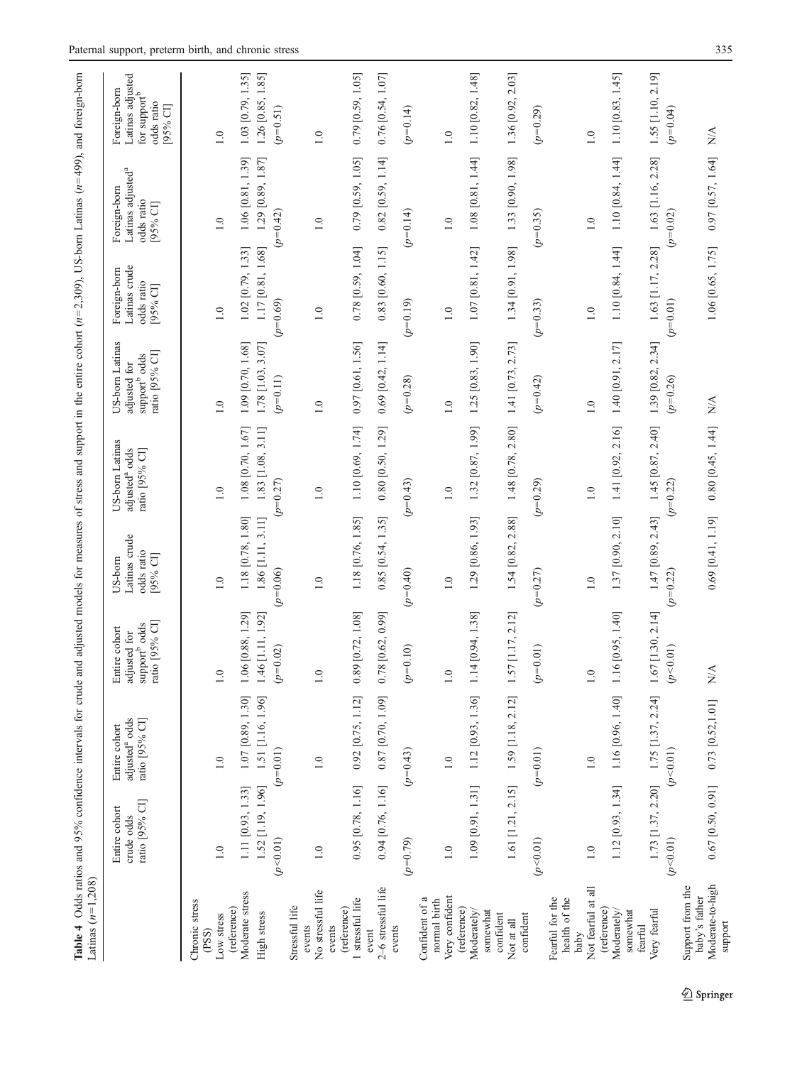**Table 4** Odds ratios and 95% confidence intervals for crude and adjusted models for measures of stress and support in the entire cohort ($n$=2,309), US-born Latinas ($n$=499), and foreign-born Latinas ($n$=1,208)

| | Entire cohort crude odds ratio [95% CI] | Entire cohort adjusted[a] odds ratio [95% CI] | Entire cohort adjusted for support[b] odds ratio [95% CI] | US-born Latinas crude odds ratio [95% CI] | US-born Latinas adjusted[a] odds ratio [95% CI] | US-born Latinas adjusted for support[b] odds ratio [95% CI] | Foreign-born Latinas crude odds ratio [95% CI] | Foreign-born Latinas adjusted[a] odds ratio [95% CI] | Foreign-born Latinas adjusted for support[b] odds ratio [95% CI] |
|---|---|---|---|---|---|---|---|---|---|
| Chronic stress (PSS) | | | | | | | | | |
| Low stress (reference) | 1.0 | 1.0 | 1.0 | 1.0 | 1.0 | 1.0 | 1.0 | 1.0 | 1.0 |
| Moderate stress | 1.11 [0.93, 1.33] | 1.07 [0.89, 1.30] | 1.06 [0.88, 1.29] | 1.18 [0.78, 1.80] | 1.08 [0.70, 1.67] | 1.09 [0.70, 1.68] | 1.02 [0.79, 1.33] | 1.06 [0.81, 1.39] | 1.03 [0.79, 1.35] |
| High stress | 1.52 [1.19, 1.96] | 1.51 [1.16, 1.96] | 1.46 [1.11, 1.92] | 1.86 [1.11, 3.11] | 1.83 [1.08, 3.11] | 1.78 [1.03, 3.07] | 1.17 [0.81, 1.68] | 1.29 [0.89, 1.87] | 1.26 [0.85, 1.85] |
| | ($p$<0.01) | ($p$=0.01) | ($p$=0.02) | ($p$=0.06) | ($p$=0.27) | ($p$=0.11) | ($p$=0.69) | ($p$=0.42) | ($p$=0.51) |
| Stressful life events | | | | | | | | | |
| No stressful life events (reference) | 1.0 | 1.0 | 1.0 | 1.0 | 1.0 | 1.0 | 1.0 | 1.0 | 1.0 |
| 1 stressful life event | 0.95 [0.78, 1.16] | 0.92 [0.75, 1.12] | 0.89 [0.72, 1.08] | 1.18 [0.76, 1.85] | 1.10 [0.69, 1.74] | 0.97 [0.61, 1.56] | 0.78 [0.59, 1.04] | 0.79 [0.59, 1.05] | 0.79 [0.59, 1.05] |
| 2–6 stressful life events | 0.94 [0.76, 1.16] | 0.87 [0.70, 1.09] | 0.78 [0.62, 0.99] | 0.85 [0.54, 1.35] | 0.80 [0.50, 1.29] | 0.69 [0.42, 1.14] | 0.83 [0.60, 1.15] | 0.82 [0.59, 1.14] | 0.76 [0.54, 1.07] |
| | ($p$=0.79) | ($p$=0.43) | ($p$=0.10) | ($p$=0.40) | ($p$=0.43) | ($p$=0.28) | ($p$=0.19) | ($p$=0.14) | ($p$=0.14) |
| Confident of a normal birth | | | | | | | | | |
| Very confident (reference) | 1.0 | 1.0 | 1.0 | 1.0 | 1.0 | 1.0 | 1.0 | 1.0 | 1.0 |
| Moderately/somewhat confident | 1.09 [0.91, 1.31] | 1.12 [0.93, 1.36] | 1.14 [0.94, 1.38] | 1.29 [0.86, 1.93] | 1.32 [0.87, 1.99] | 1.25 [0.83, 1.90] | 1.07 [0.81, 1.42] | 1.08 [0.81, 1.44] | 1.10 [0.82, 1.48] |
| Not at all confident | 1.61 [1.21, 2.15] | 1.59 [1.18, 2.12] | 1.57 [1.17, 2.12] | 1.54 [0.82, 2.88] | 1.48 [0.78, 2.80] | 1.41 [0.73, 2.73] | 1.34 [0.91, 1.98] | 1.33 [0.90, 1.98] | 1.36 [0.92, 2.03] |
| | ($p$<0.01) | ($p$=0.01) | ($p$=0.01) | ($p$=0.27) | ($p$=0.29) | ($p$=0.42) | ($p$=0.33) | ($p$=0.35) | ($p$=0.29) |
| Fearful for the health of the baby | | | | | | | | | |
| Not fearful at all (reference) | 1.0 | 1.0 | 1.0 | 1.0 | 1.0 | 1.0 | 1.0 | 1.0 | 1.0 |
| Moderately/somewhat fearful | 1.12 [0.93, 1.34] | 1.16 [0.96, 1.40] | 1.16 [0.95, 1.40] | 1.37 [0.90, 2.10] | 1.41 [0.92, 2.16] | 1.40 [0.91, 2.17] | 1.10 [0.84, 1.44] | 1.10 [0.84, 1.44] | 1.10 [0.83, 1.45] |
| Very fearful | 1.73 [1.37, 2.20] | 1.75 [1.37, 2.24] | 1.67 [1.30, 2.14] | 1.47 [0.89, 2.43] | 1.45 [0.87, 2.40] | 1.39 [0.82, 2.34] | 1.63 [1.17, 2.28] | 1.63 [1.16, 2.28] | 1.55 [1.10, 2.19] |
| | ($p$<0.01) | ($p$<0.01) | ($p$<0.01) | ($p$=0.22) | ($p$=0.22) | ($p$=0.26) | ($p$=0.01) | ($p$=0.02) | ($p$=0.04) |
| Support from the baby's father | | | | | | | | | |
| Moderate-to-high support | 0.67 [0.50, 0.91] | 0.73 [0.52,1.01] | N/A | 0.69 [0.41, 1.19] | 0.80 [0.45, 1.44] | N/A | 1.06 [0.65, 1.75] | 0.97 [0.57, 1.64] | N/A |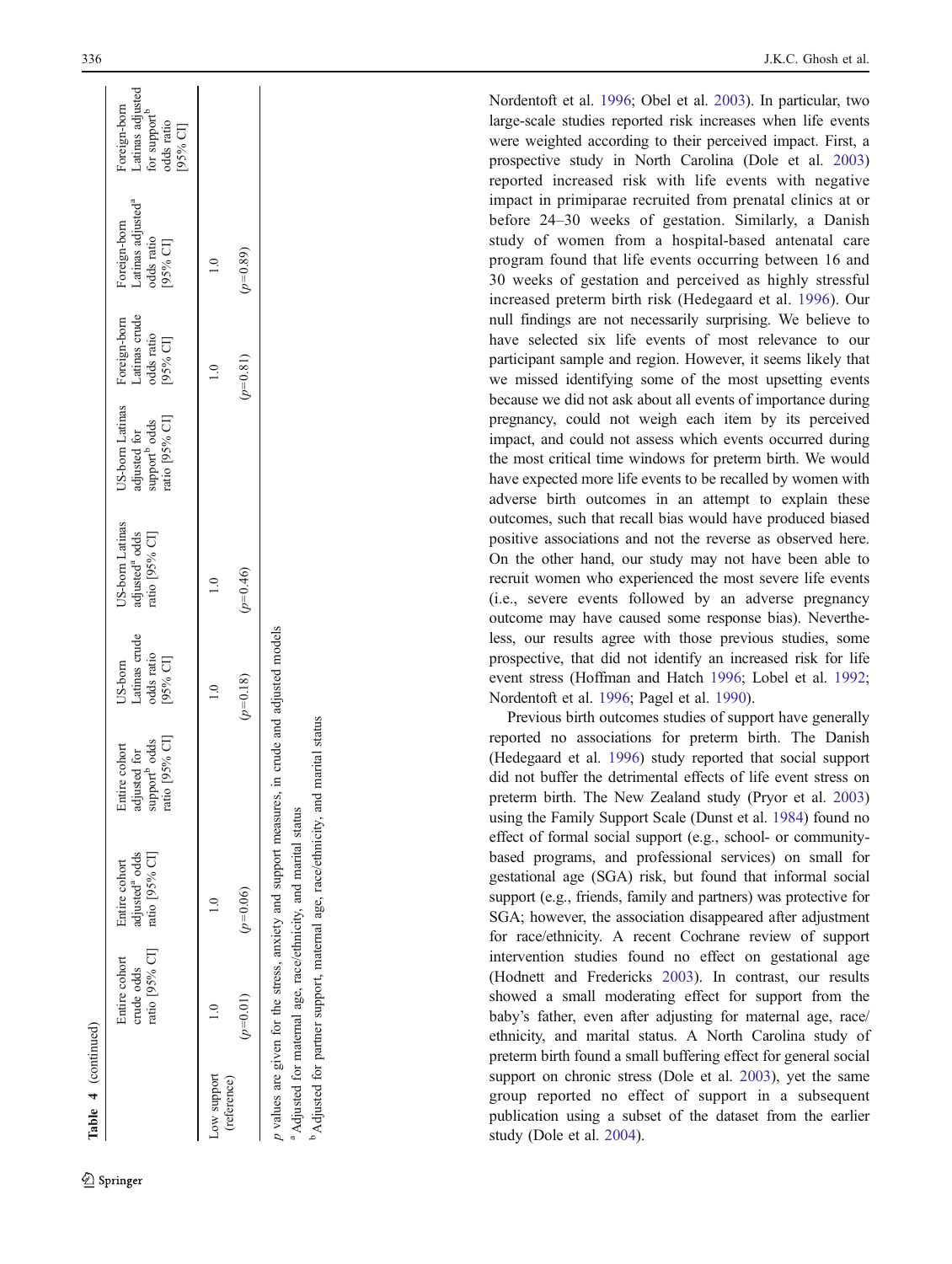**Table 4** (continued)

| | Entire cohort crude odds ratio [95% CI] | Entire cohort adjusted[a] odds ratio [95% CI] | Entire cohort adjusted for support[b] odds ratio [95% CI] | US-born Latinas crude odds ratio [95% CI] | US-born Latinas adjusted[a] odds ratio [95% CI] | US-born Latinas adjusted for support[b] odds ratio [95% CI] | Foreign-born Latinas crude odds ratio [95% CI] | Foreign-born Latinas adjusted[a] odds ratio [95% CI] | Foreign-born Latinas adjusted for support[b] odds ratio [95% CI] |
|---|---|---|---|---|---|---|---|---|---|
| Low support (reference) | 1.0 | 1.0 | | 1.0 | 1.0 | | 1.0 | 1.0 | |
| | ($p$=0.01) | ($p$=0.06) | | ($p$=0.18) | ($p$=0.46) | | ($p$=0.81) | ($p$=0.89) | |

$p$ values are given for the stress, anxiety and support measures, in crude and adjusted models

[a] Adjusted for maternal age, race/ethnicity, and marital status

[b] Adjusted for partner support, maternal age, race/ethnicity, and marital status

Nordentoft et al. 1996; Obel et al. 2003). In particular, two large-scale studies reported risk increases when life events were weighted according to their perceived impact. First, a prospective study in North Carolina (Dole et al. 2003) reported increased risk with life events with negative impact in primiparae recruited from prenatal clinics at or before 24–30 weeks of gestation. Similarly, a Danish study of women from a hospital-based antenatal care program found that life events occurring between 16 and 30 weeks of gestation and perceived as highly stressful increased preterm birth risk (Hedegaard et al. 1996). Our null findings are not necessarily surprising. We believe to have selected six life events of most relevance to our participant sample and region. However, it seems likely that we missed identifying some of the most upsetting events because we did not ask about all events of importance during pregnancy, could not weigh each item by its perceived impact, and could not assess which events occurred during the most critical time windows for preterm birth. We would have expected more life events to be recalled by women with adverse birth outcomes in an attempt to explain these outcomes, such that recall bias would have produced biased positive associations and not the reverse as observed here. On the other hand, our study may not have been able to recruit women who experienced the most severe life events (i.e., severe events followed by an adverse pregnancy outcome may have caused some response bias). Nevertheless, our results agree with those previous studies, some prospective, that did not identify an increased risk for life event stress (Hoffman and Hatch 1996; Lobel et al. 1992; Nordentoft et al. 1996; Pagel et al. 1990).

Previous birth outcomes studies of support have generally reported no associations for preterm birth. The Danish (Hedegaard et al. 1996) study reported that social support did not buffer the detrimental effects of life event stress on preterm birth. The New Zealand study (Pryor et al. 2003) using the Family Support Scale (Dunst et al. 1984) found no effect of formal social support (e.g., school- or community-based programs, and professional services) on small for gestational age (SGA) risk, but found that informal social support (e.g., friends, family and partners) was protective for SGA; however, the association disappeared after adjustment for race/ethnicity. A recent Cochrane review of support intervention studies found no effect on gestational age (Hodnett and Fredericks 2003). In contrast, our results showed a small moderating effect for support from the baby's father, even after adjusting for maternal age, race/ethnicity, and marital status. A North Carolina study of preterm birth found a small buffering effect for general social support on chronic stress (Dole et al. 2003), yet the same group reported no effect of support in a subsequent publication using a subset of the dataset from the earlier study (Dole et al. 2004).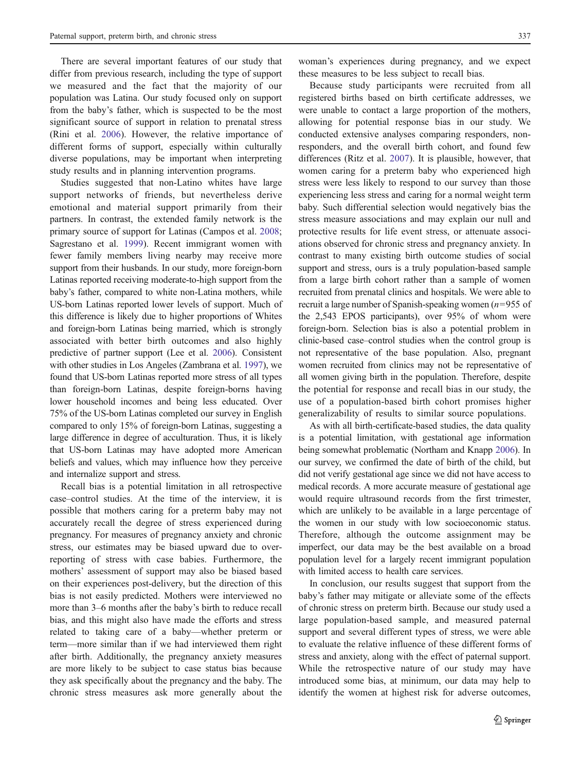There are several important features of our study that differ from previous research, including the type of support we measured and the fact that the majority of our population was Latina. Our study focused only on support from the baby's father, which is suspected to be the most significant source of support in relation to prenatal stress (Rini et al. 2006). However, the relative importance of different forms of support, especially within culturally diverse populations, may be important when interpreting study results and in planning intervention programs.

Studies suggested that non-Latino whites have large support networks of friends, but nevertheless derive emotional and material support primarily from their partners. In contrast, the extended family network is the primary source of support for Latinas (Campos et al. 2008; Sagrestano et al. 1999). Recent immigrant women with fewer family members living nearby may receive more support from their husbands. In our study, more foreign-born Latinas reported receiving moderate-to-high support from the baby's father, compared to white non-Latina mothers, while US-born Latinas reported lower levels of support. Much of this difference is likely due to higher proportions of Whites and foreign-born Latinas being married, which is strongly associated with better birth outcomes and also highly predictive of partner support (Lee et al. 2006). Consistent with other studies in Los Angeles (Zambrana et al. 1997), we found that US-born Latinas reported more stress of all types than foreign-born Latinas, despite foreign-borns having lower household incomes and being less educated. Over 75% of the US-born Latinas completed our survey in English compared to only 15% of foreign-born Latinas, suggesting a large difference in degree of acculturation. Thus, it is likely that US-born Latinas may have adopted more American beliefs and values, which may influence how they perceive and internalize support and stress.

Recall bias is a potential limitation in all retrospective case–control studies. At the time of the interview, it is possible that mothers caring for a preterm baby may not accurately recall the degree of stress experienced during pregnancy. For measures of pregnancy anxiety and chronic stress, our estimates may be biased upward due to over-reporting of stress with case babies. Furthermore, the mothers' assessment of support may also be biased based on their experiences post-delivery, but the direction of this bias is not easily predicted. Mothers were interviewed no more than 3–6 months after the baby's birth to reduce recall bias, and this might also have made the efforts and stress related to taking care of a baby—whether preterm or term—more similar than if we had interviewed them right after birth. Additionally, the pregnancy anxiety measures are more likely to be subject to case status bias because they ask specifically about the pregnancy and the baby. The chronic stress measures ask more generally about the woman's experiences during pregnancy, and we expect these measures to be less subject to recall bias.

Because study participants were recruited from all registered births based on birth certificate addresses, we were unable to contact a large proportion of the mothers, allowing for potential response bias in our study. We conducted extensive analyses comparing responders, non-responders, and the overall birth cohort, and found few differences (Ritz et al. 2007). It is plausible, however, that women caring for a preterm baby who experienced high stress were less likely to respond to our survey than those experiencing less stress and caring for a normal weight term baby. Such differential selection would negatively bias the stress measure associations and may explain our null and protective results for life event stress, or attenuate associations observed for chronic stress and pregnancy anxiety. In contrast to many existing birth outcome studies of social support and stress, ours is a truly population-based sample from a large birth cohort rather than a sample of women recruited from prenatal clinics and hospitals. We were able to recruit a large number of Spanish-speaking women ($n=955$ of the 2,543 EPOS participants), over 95% of whom were foreign-born. Selection bias is also a potential problem in clinic-based case–control studies when the control group is not representative of the base population. Also, pregnant women recruited from clinics may not be representative of all women giving birth in the population. Therefore, despite the potential for response and recall bias in our study, the use of a population-based birth cohort promises higher generalizability of results to similar source populations.

As with all birth-certificate-based studies, the data quality is a potential limitation, with gestational age information being somewhat problematic (Northam and Knapp 2006). In our survey, we confirmed the date of birth of the child, but did not verify gestational age since we did not have access to medical records. A more accurate measure of gestational age would require ultrasound records from the first trimester, which are unlikely to be available in a large percentage of the women in our study with low socioeconomic status. Therefore, although the outcome assignment may be imperfect, our data may be the best available on a broad population level for a largely recent immigrant population with limited access to health care services.

In conclusion, our results suggest that support from the baby's father may mitigate or alleviate some of the effects of chronic stress on preterm birth. Because our study used a large population-based sample, and measured paternal support and several different types of stress, we were able to evaluate the relative influence of these different forms of stress and anxiety, along with the effect of paternal support. While the retrospective nature of our study may have introduced some bias, at minimum, our data may help to identify the women at highest risk for adverse outcomes,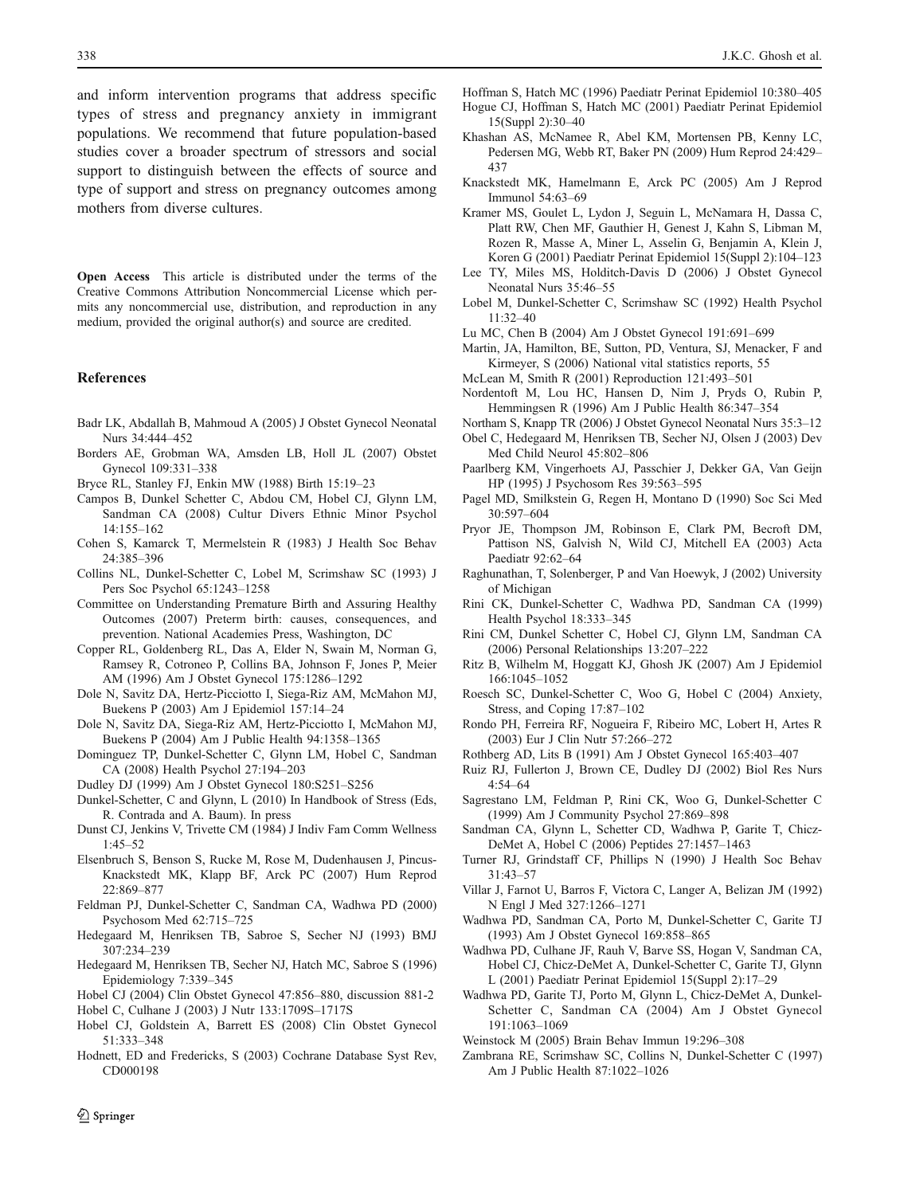and inform intervention programs that address specific types of stress and pregnancy anxiety in immigrant populations. We recommend that future population-based studies cover a broader spectrum of stressors and social support to distinguish between the effects of source and type of support and stress on pregnancy outcomes among mothers from diverse cultures.

**Open Access** This article is distributed under the terms of the Creative Commons Attribution Noncommercial License which permits any noncommercial use, distribution, and reproduction in any medium, provided the original author(s) and source are credited.

## References

Badr LK, Abdallah B, Mahmoud A (2005) J Obstet Gynecol Neonatal Nurs 34:444–452

Borders AE, Grobman WA, Amsden LB, Holl JL (2007) Obstet Gynecol 109:331–338

Bryce RL, Stanley FJ, Enkin MW (1988) Birth 15:19–23

Campos B, Dunkel Schetter C, Abdou CM, Hobel CJ, Glynn LM, Sandman CA (2008) Cultur Divers Ethnic Minor Psychol 14:155–162

Cohen S, Kamarck T, Mermelstein R (1983) J Health Soc Behav 24:385–396

Collins NL, Dunkel-Schetter C, Lobel M, Scrimshaw SC (1993) J Pers Soc Psychol 65:1243–1258

Committee on Understanding Premature Birth and Assuring Healthy Outcomes (2007) Preterm birth: causes, consequences, and prevention. National Academies Press, Washington, DC

Copper RL, Goldenberg RL, Das A, Elder N, Swain M, Norman G, Ramsey R, Cotroneo P, Collins BA, Johnson F, Jones P, Meier AM (1996) Am J Obstet Gynecol 175:1286–1292

Dole N, Savitz DA, Hertz-Picciotto I, Siega-Riz AM, McMahon MJ, Buekens P (2003) Am J Epidemiol 157:14–24

Dole N, Savitz DA, Siega-Riz AM, Hertz-Picciotto I, McMahon MJ, Buekens P (2004) Am J Public Health 94:1358–1365

Dominguez TP, Dunkel-Schetter C, Glynn LM, Hobel C, Sandman CA (2008) Health Psychol 27:194–203

Dudley DJ (1999) Am J Obstet Gynecol 180:S251–S256

Dunkel-Schetter, C and Glynn, L (2010) In Handbook of Stress (Eds, R. Contrada and A. Baum). In press

Dunst CJ, Jenkins V, Trivette CM (1984) J Indiv Fam Comm Wellness 1:45–52

Elsenbruch S, Benson S, Rucke M, Rose M, Dudenhausen J, Pincus-Knackstedt MK, Klapp BF, Arck PC (2007) Hum Reprod 22:869–877

Feldman PJ, Dunkel-Schetter C, Sandman CA, Wadhwa PD (2000) Psychosom Med 62:715–725

Hedegaard M, Henriksen TB, Sabroe S, Secher NJ (1993) BMJ 307:234–239

Hedegaard M, Henriksen TB, Secher NJ, Hatch MC, Sabroe S (1996) Epidemiology 7:339–345

Hobel CJ (2004) Clin Obstet Gynecol 47:856–880, discussion 881-2

Hobel C, Culhane J (2003) J Nutr 133:1709S–1717S

Hobel CJ, Goldstein A, Barrett ES (2008) Clin Obstet Gynecol 51:333–348

Hodnett, ED and Fredericks, S (2003) Cochrane Database Syst Rev, CD000198

Hoffman S, Hatch MC (1996) Paediatr Perinat Epidemiol 10:380–405

Hogue CJ, Hoffman S, Hatch MC (2001) Paediatr Perinat Epidemiol 15(Suppl 2):30–40

Khashan AS, McNamee R, Abel KM, Mortensen PB, Kenny LC, Pedersen MG, Webb RT, Baker PN (2009) Hum Reprod 24:429–437

Knackstedt MK, Hamelmann E, Arck PC (2005) Am J Reprod Immunol 54:63–69

Kramer MS, Goulet L, Lydon J, Seguin L, McNamara H, Dassa C, Platt RW, Chen MF, Gauthier H, Genest J, Kahn S, Libman M, Rozen R, Masse A, Miner L, Asselin G, Benjamin A, Klein J, Koren G (2001) Paediatr Perinat Epidemiol 15(Suppl 2):104–123

Lee TY, Miles MS, Holditch-Davis D (2006) J Obstet Gynecol Neonatal Nurs 35:46–55

Lobel M, Dunkel-Schetter C, Scrimshaw SC (1992) Health Psychol 11:32–40

Lu MC, Chen B (2004) Am J Obstet Gynecol 191:691–699

Martin, JA, Hamilton, BE, Sutton, PD, Ventura, SJ, Menacker, F and Kirmeyer, S (2006) National vital statistics reports, 55

McLean M, Smith R (2001) Reproduction 121:493–501

Nordentoft M, Lou HC, Hansen D, Nim J, Pryds O, Rubin P, Hemmingsen R (1996) Am J Public Health 86:347–354

Northam S, Knapp TR (2006) J Obstet Gynecol Neonatal Nurs 35:3–12

Obel C, Hedegaard M, Henriksen TB, Secher NJ, Olsen J (2003) Dev Med Child Neurol 45:802–806

Paarlberg KM, Vingerhoets AJ, Passchier J, Dekker GA, Van Geijn HP (1995) J Psychosom Res 39:563–595

Pagel MD, Smilkstein G, Regen H, Montano D (1990) Soc Sci Med 30:597–604

Pryor JE, Thompson JM, Robinson E, Clark PM, Becroft DM, Pattison NS, Galvish N, Wild CJ, Mitchell EA (2003) Acta Paediatr 92:62–64

Raghunathan, T, Solenberger, P and Van Hoewyk, J (2002) University of Michigan

Rini CK, Dunkel-Schetter C, Wadhwa PD, Sandman CA (1999) Health Psychol 18:333–345

Rini CM, Dunkel Schetter C, Hobel CJ, Glynn LM, Sandman CA (2006) Personal Relationships 13:207–222

Ritz B, Wilhelm M, Hoggatt KJ, Ghosh JK (2007) Am J Epidemiol 166:1045–1052

Roesch SC, Dunkel-Schetter C, Woo G, Hobel C (2004) Anxiety, Stress, and Coping 17:87–102

Rondo PH, Ferreira RF, Nogueira F, Ribeiro MC, Lobert H, Artes R (2003) Eur J Clin Nutr 57:266–272

Rothberg AD, Lits B (1991) Am J Obstet Gynecol 165:403–407

Ruiz RJ, Fullerton J, Brown CE, Dudley DJ (2002) Biol Res Nurs 4:54–64

Sagrestano LM, Feldman P, Rini CK, Woo G, Dunkel-Schetter C (1999) Am J Community Psychol 27:869–898

Sandman CA, Glynn L, Schetter CD, Wadhwa P, Garite T, Chicz-DeMet A, Hobel C (2006) Peptides 27:1457–1463

Turner RJ, Grindstaff CF, Phillips N (1990) J Health Soc Behav 31:43–57

Villar J, Farnot U, Barros F, Victora C, Langer A, Belizan JM (1992) N Engl J Med 327:1266–1271

Wadhwa PD, Sandman CA, Porto M, Dunkel-Schetter C, Garite TJ (1993) Am J Obstet Gynecol 169:858–865

Wadhwa PD, Culhane JF, Rauh V, Barve SS, Hogan V, Sandman CA, Hobel CJ, Chicz-DeMet A, Dunkel-Schetter C, Garite TJ, Glynn L (2001) Paediatr Perinat Epidemiol 15(Suppl 2):17–29

Wadhwa PD, Garite TJ, Porto M, Glynn L, Chicz-DeMet A, Dunkel-Schetter C, Sandman CA (2004) Am J Obstet Gynecol 191:1063–1069

Weinstock M (2005) Brain Behav Immun 19:296–308

Zambrana RE, Scrimshaw SC, Collins N, Dunkel-Schetter C (1997) Am J Public Health 87:1022–1026